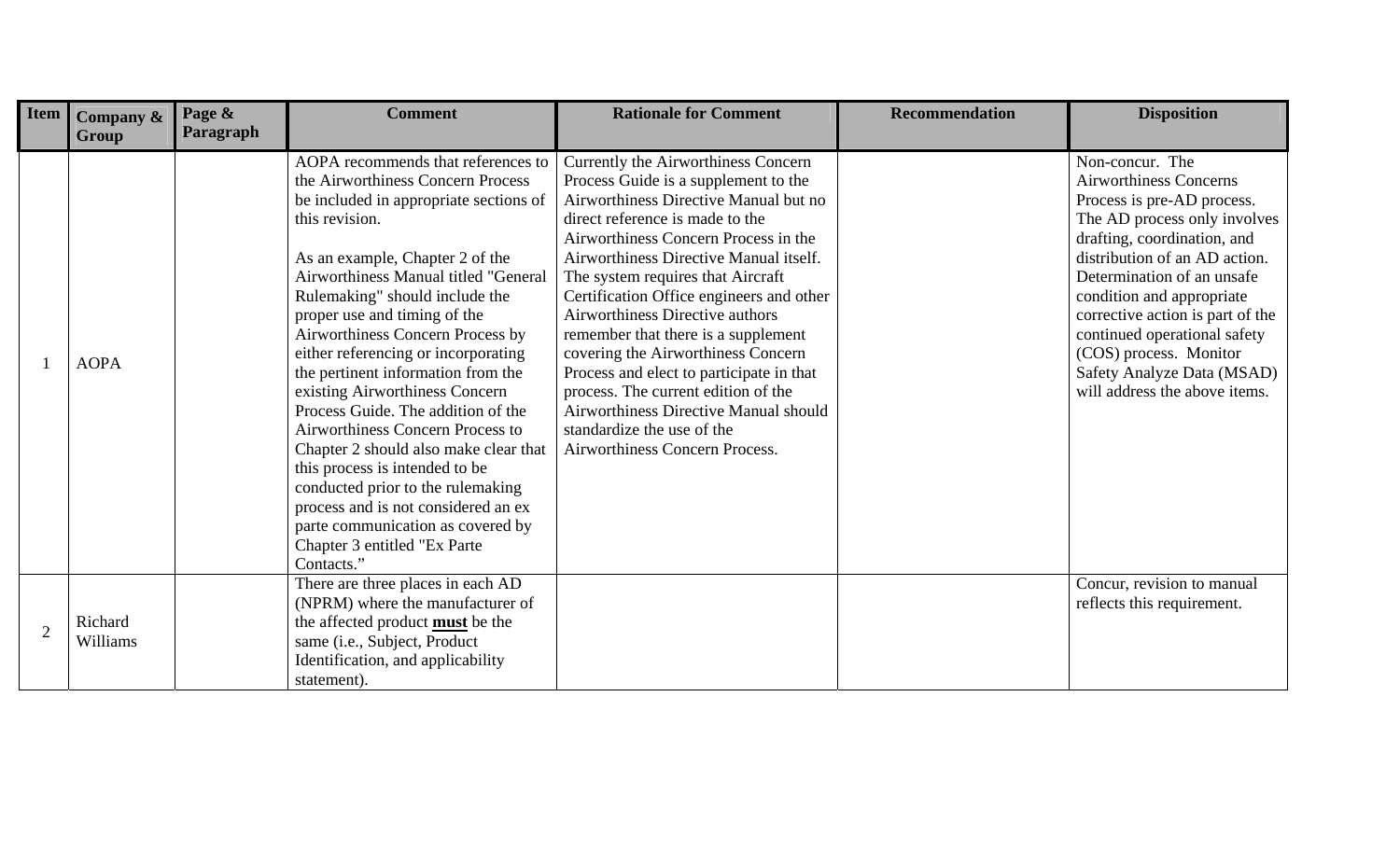| Item | Company & Group | Page & Paragraph | Comment | Rationale for Comment | Recommendation | Disposition |
|---|---|---|---|---|---|---|
| 1 | AOPA | | AOPA recommends that references to the Airworthiness Concern Process be included in appropriate sections of this revision.<br><br>As an example, Chapter 2 of the Airworthiness Manual titled "General Rulemaking" should include the proper use and timing of the Airworthiness Concern Process by either referencing or incorporating the pertinent information from the existing Airworthiness Concern Process Guide. The addition of the Airworthiness Concern Process to Chapter 2 should also make clear that this process is intended to be conducted prior to the rulemaking process and is not considered an ex parte communication as covered by Chapter 3 entitled "Ex Parte Contacts." | Currently the Airworthiness Concern Process Guide is a supplement to the Airworthiness Directive Manual but no direct reference is made to the Airworthiness Concern Process in the Airworthiness Directive Manual itself. The system requires that Aircraft Certification Office engineers and other Airworthiness Directive authors remember that there is a supplement covering the Airworthiness Concern Process and elect to participate in that process. The current edition of the Airworthiness Directive Manual should standardize the use of the Airworthiness Concern Process. | | Non-concur. The Airworthiness Concerns Process is pre-AD process. The AD process only involves drafting, coordination, and distribution of an AD action. Determination of an unsafe condition and appropriate corrective action is part of the continued operational safety (COS) process. Monitor Safety Analyze Data (MSAD) will address the above items. |
| 2 | Richard Williams | | There are three places in each AD (NPRM) where the manufacturer of the affected product **must** be the same (i.e., Subject, Product Identification, and applicability statement). | | | Concur, revision to manual reflects this requirement. |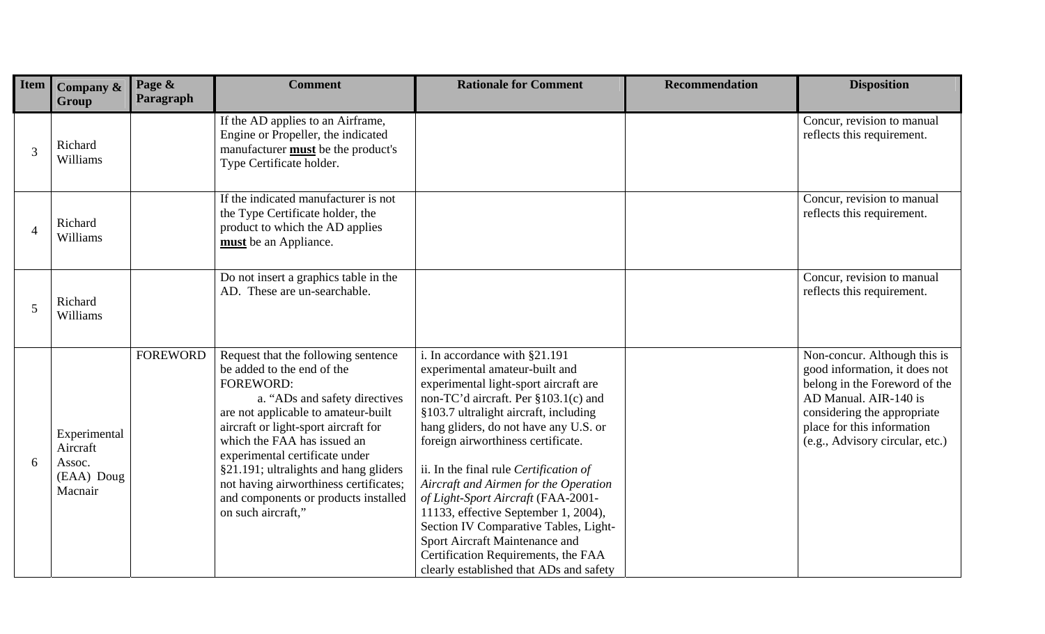| Item | Company & Group | Page & Paragraph | Comment | Rationale for Comment | Recommendation | Disposition |
|---|---|---|---|---|---|---|
| 3 | Richard Williams | | If the AD applies to an Airframe, Engine or Propeller, the indicated manufacturer **must** be the product's Type Certificate holder. | | | Concur, revision to manual reflects this requirement. |
| 4 | Richard Williams | | If the indicated manufacturer is not the Type Certificate holder, the product to which the AD applies **must** be an Appliance. | | | Concur, revision to manual reflects this requirement. |
| 5 | Richard Williams | | Do not insert a graphics table in the AD. These are un-searchable. | | | Concur, revision to manual reflects this requirement. |
| 6 | Experimental Aircraft Assoc. (EAA) Doug Macnair | FOREWORD | Request that the following sentence be added to the end of the FOREWORD: a. "ADs and safety directives are not applicable to amateur-built aircraft or light-sport aircraft for which the FAA has issued an experimental certificate under §21.191; ultralights and hang gliders not having airworthiness certificates; and components or products installed on such aircraft," | i. In accordance with §21.191 experimental amateur-built and experimental light-sport aircraft are non-TC'd aircraft. Per §103.1(c) and §103.7 ultralight aircraft, including hang gliders, do not have any U.S. or foreign airworthiness certificate. <br><br> ii. In the final rule *Certification of Aircraft and Airmen for the Operation of Light-Sport Aircraft* (FAA-2001-11133, effective September 1, 2004), Section IV Comparative Tables, Light-Sport Aircraft Maintenance and Certification Requirements, the FAA clearly established that ADs and safety | | Non-concur. Although this is good information, it does not belong in the Foreword of the AD Manual. AIR-140 is considering the appropriate place for this information (e.g., Advisory circular, etc.) |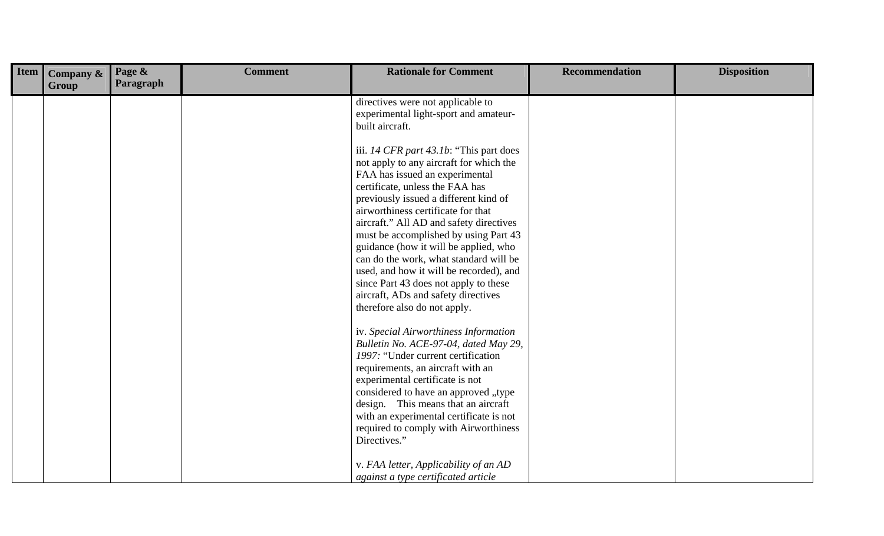| Item | Company & Group | Page & Paragraph | Comment | Rationale for Comment | Recommendation | Disposition |
| --- | --- | --- | --- | --- | --- | --- |
| | | | | directives were not applicable to experimental light-sport and amateur-built aircraft.<br><br>iii. *14 CFR part 43.1b*: "This part does not apply to any aircraft for which the FAA has issued an experimental certificate, unless the FAA has previously issued a different kind of airworthiness certificate for that aircraft." All AD and safety directives must be accomplished by using Part 43 guidance (how it will be applied, who can do the work, what standard will be used, and how it will be recorded), and since Part 43 does not apply to these aircraft, ADs and safety directives therefore also do not apply.<br><br>iv. *Special Airworthiness Information Bulletin No. ACE-97-04, dated May 29, 1997:* "Under current certification requirements, an aircraft with an experimental certificate is not considered to have an approved „type design. This means that an aircraft with an experimental certificate is not required to comply with Airworthiness Directives."<br><br>v. *FAA letter, Applicability of an AD against a type certificated article* | | |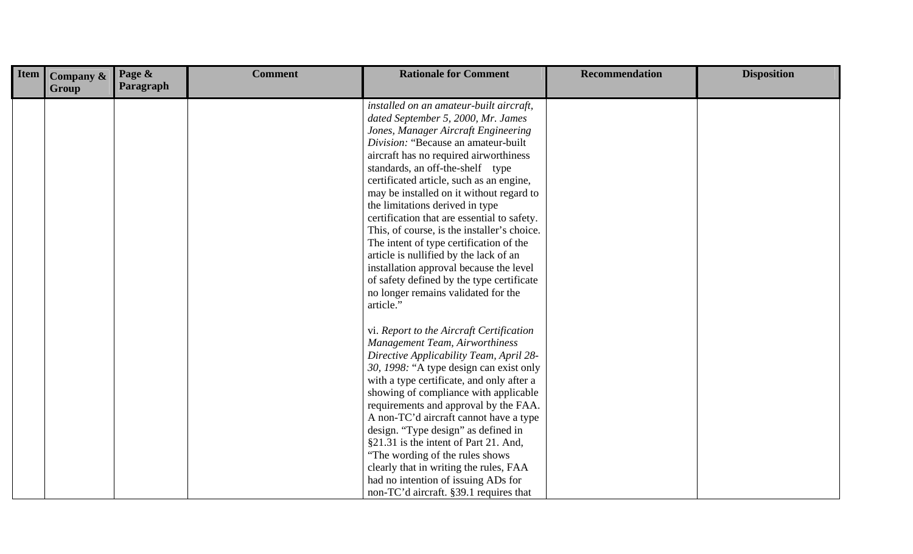| Item | Company & Group | Page & Paragraph | Comment | Rationale for Comment | Recommendation | Disposition |
|---|---|---|---|---|---|---|
| | | | | *installed on an amateur-built aircraft, dated September 5, 2000, Mr. James Jones, Manager Aircraft Engineering Division:* "Because an amateur-built aircraft has no required airworthiness standards, an off-the-shelf type certificated article, such as an engine, may be installed on it without regard to the limitations derived in type certification that are essential to safety. This, of course, is the installer's choice. The intent of type certification of the article is nullified by the lack of an installation approval because the level of safety defined by the type certificate no longer remains validated for the article."<br><br>vi. *Report to the Aircraft Certification Management Team, Airworthiness Directive Applicability Team, April 28-30, 1998:* "A type design can exist only with a type certificate, and only after a showing of compliance with applicable requirements and approval by the FAA. A non-TC'd aircraft cannot have a type design. "Type design" as defined in §21.31 is the intent of Part 21. And, "The wording of the rules shows clearly that in writing the rules, FAA had no intention of issuing ADs for non-TC'd aircraft. §39.1 requires that | | |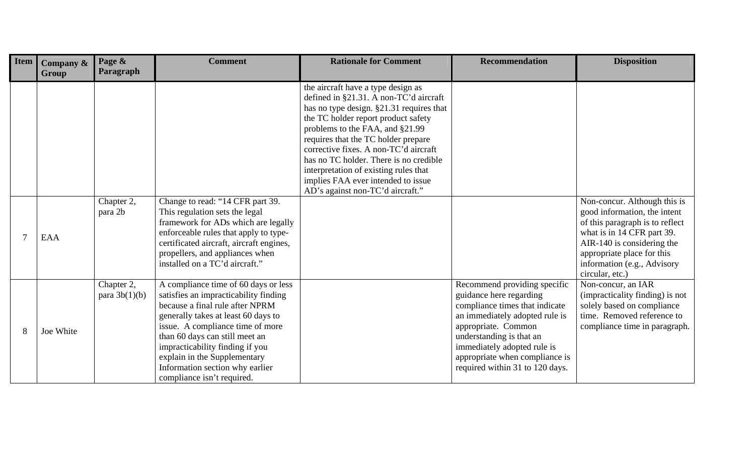| Item | Company & Group | Page & Paragraph | Comment | Rationale for Comment | Recommendation | Disposition |
|---|---|---|---|---|---|---|
| | | | | the aircraft have a type design as defined in §21.31. A non-TC'd aircraft has no type design. §21.31 requires that the TC holder report product safety problems to the FAA, and §21.99 requires that the TC holder prepare corrective fixes. A non-TC'd aircraft has no TC holder. There is no credible interpretation of existing rules that implies FAA ever intended to issue AD's against non-TC'd aircraft." | | |
| 7 | EAA | Chapter 2, para 2b | Change to read: "14 CFR part 39. This regulation sets the legal framework for ADs which are legally enforceable rules that apply to type-certificated aircraft, aircraft engines, propellers, and appliances when installed on a TC'd aircraft." | | | Non-concur. Although this is good information, the intent of this paragraph is to reflect what is in 14 CFR part 39. AIR-140 is considering the appropriate place for this information (e.g., Advisory circular, etc.) |
| 8 | Joe White | Chapter 2, para 3b(1)(b) | A compliance time of 60 days or less satisfies an impracticability finding because a final rule after NPRM generally takes at least 60 days to issue. A compliance time of more than 60 days can still meet an impracticability finding if you explain in the Supplementary Information section why earlier compliance isn't required. | | Recommend providing specific guidance here regarding compliance times that indicate an immediately adopted rule is appropriate. Common understanding is that an immediately adopted rule is appropriate when compliance is required within 31 to 120 days. | Non-concur, an IAR (impracticality finding) is not solely based on compliance time. Removed reference to compliance time in paragraph. |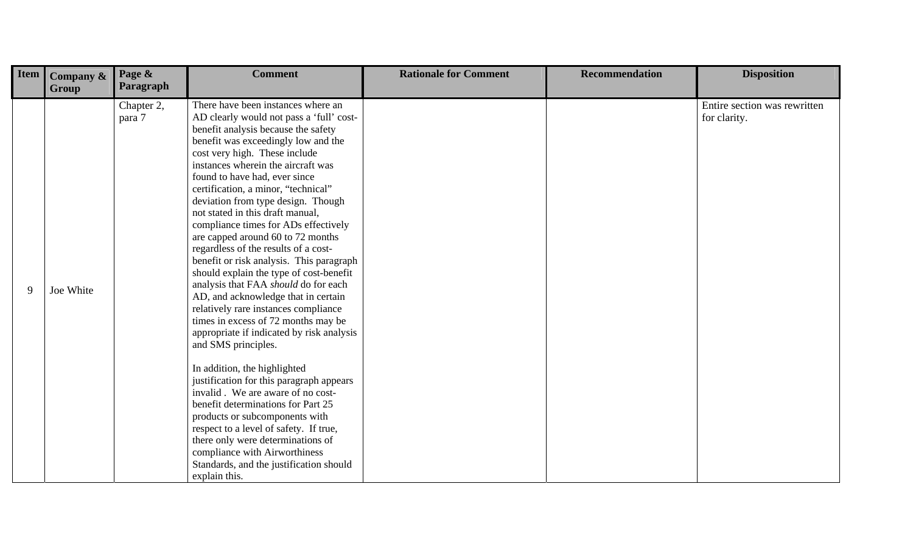| Item | Company & Group | Page & Paragraph | Comment | Rationale for Comment | Recommendation | Disposition |
|---|---|---|---|---|---|---|
| 9 | Joe White | Chapter 2, para 7 | There have been instances where an AD clearly would not pass a 'full' cost-benefit analysis because the safety benefit was exceedingly low and the cost very high. These include instances wherein the aircraft was found to have had, ever since certification, a minor, "technical" deviation from type design. Though not stated in this draft manual, compliance times for ADs effectively are capped around 60 to 72 months regardless of the results of a cost-benefit or risk analysis. This paragraph should explain the type of cost-benefit analysis that FAA *should* do for each AD, and acknowledge that in certain relatively rare instances compliance times in excess of 72 months may be appropriate if indicated by risk analysis and SMS principles.<br><br>In addition, the highlighted justification for this paragraph appears invalid . We are aware of no cost-benefit determinations for Part 25 products or subcomponents with respect to a level of safety. If true, there only were determinations of compliance with Airworthiness Standards, and the justification should explain this. | | | Entire section was rewritten for clarity. |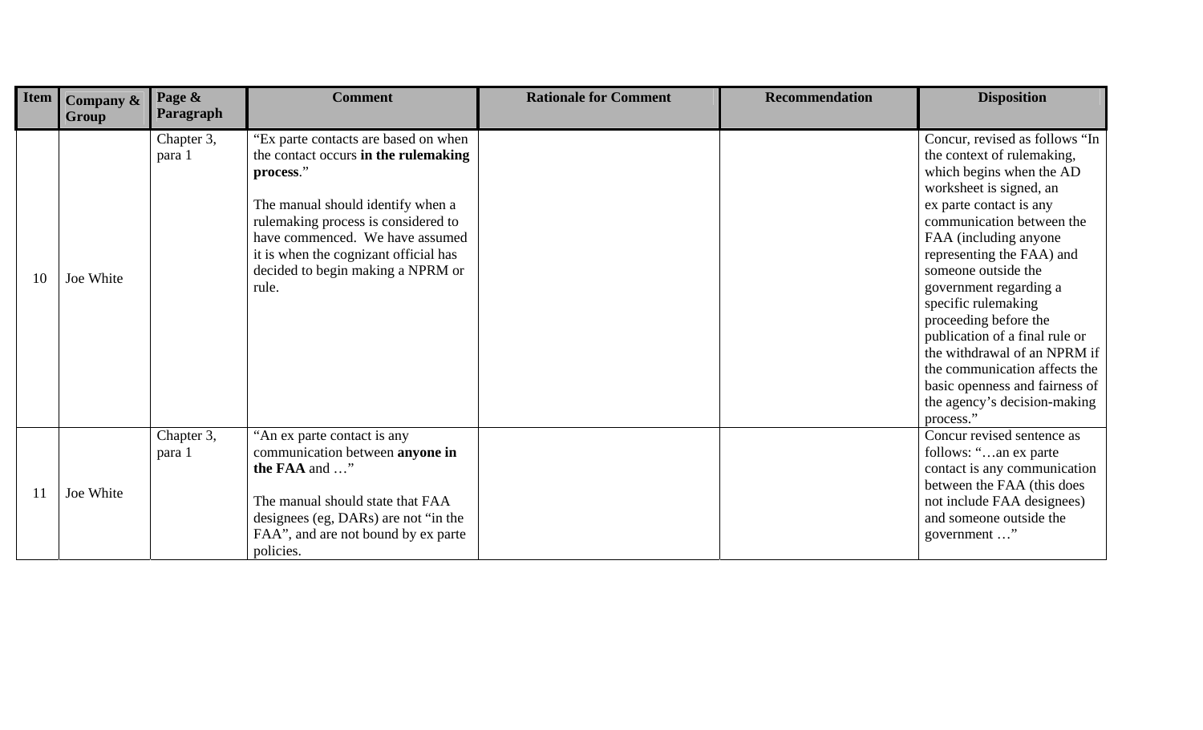| Item | Company & Group | Page & Paragraph | Comment | Rationale for Comment | Recommendation | Disposition |
|---|---|---|---|---|---|---|
| 10 | Joe White | Chapter 3, para 1 | "Ex parte contacts are based on when the contact occurs **in the rulemaking process**."<br><br>The manual should identify when a rulemaking process is considered to have commenced. We have assumed it is when the cognizant official has decided to begin making a NPRM or rule. | | | Concur, revised as follows "In the context of rulemaking, which begins when the AD worksheet is signed, an ex parte contact is any communication between the FAA (including anyone representing the FAA) and someone outside the government regarding a specific rulemaking proceeding before the publication of a final rule or the withdrawal of an NPRM if the communication affects the basic openness and fairness of the agency's decision-making process." |
| 11 | Joe White | Chapter 3, para 1 | "An ex parte contact is any communication between **anyone in the FAA** and …"<br><br>The manual should state that FAA designees (eg, DARs) are not "in the FAA", and are not bound by ex parte policies. | | | Concur revised sentence as follows: "…an ex parte contact is any communication between the FAA (this does not include FAA designees) and someone outside the government …" |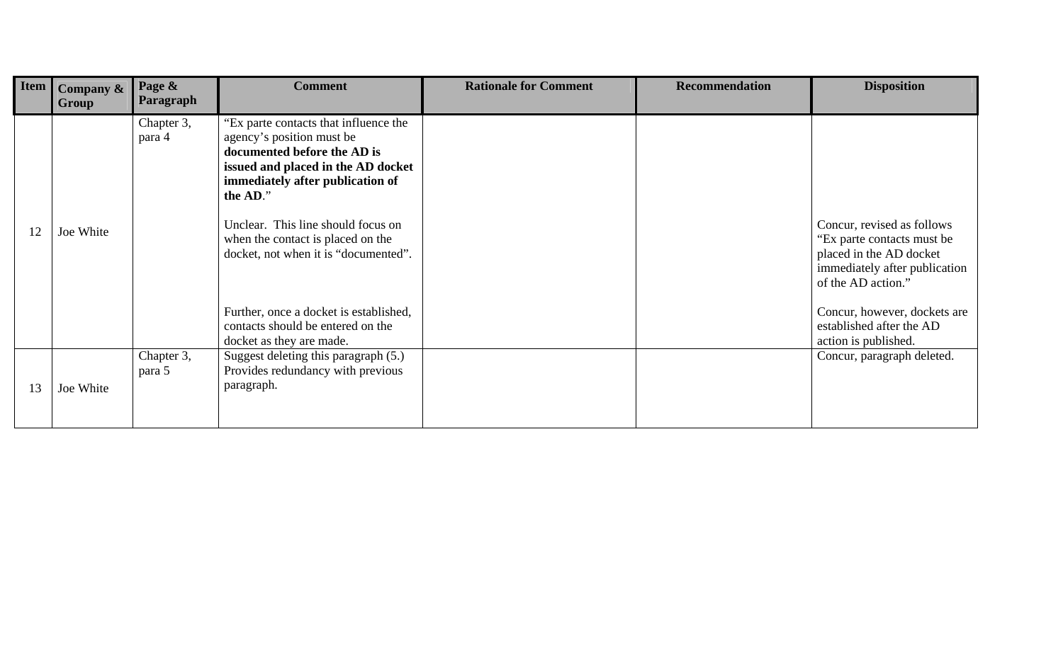| Item | Company & Group | Page & Paragraph | Comment | Rationale for Comment | Recommendation | Disposition |
|---|---|---|---|---|---|---|
| 12 | Joe White | Chapter 3, para 4 | "Ex parte contacts that influence the agency's position must be **documented before the AD is issued and placed in the AD docket immediately after publication of the AD**."<br><br>Unclear. This line should focus on when the contact is placed on the docket, not when it is "documented".<br><br>Further, once a docket is established, contacts should be entered on the docket as they are made. | | | Concur, revised as follows "Ex parte contacts must be placed in the AD docket immediately after publication of the AD action."<br><br>Concur, however, dockets are established after the AD action is published. |
| 13 | Joe White | Chapter 3, para 5 | Suggest deleting this paragraph (5.) Provides redundancy with previous paragraph. | | | Concur, paragraph deleted. |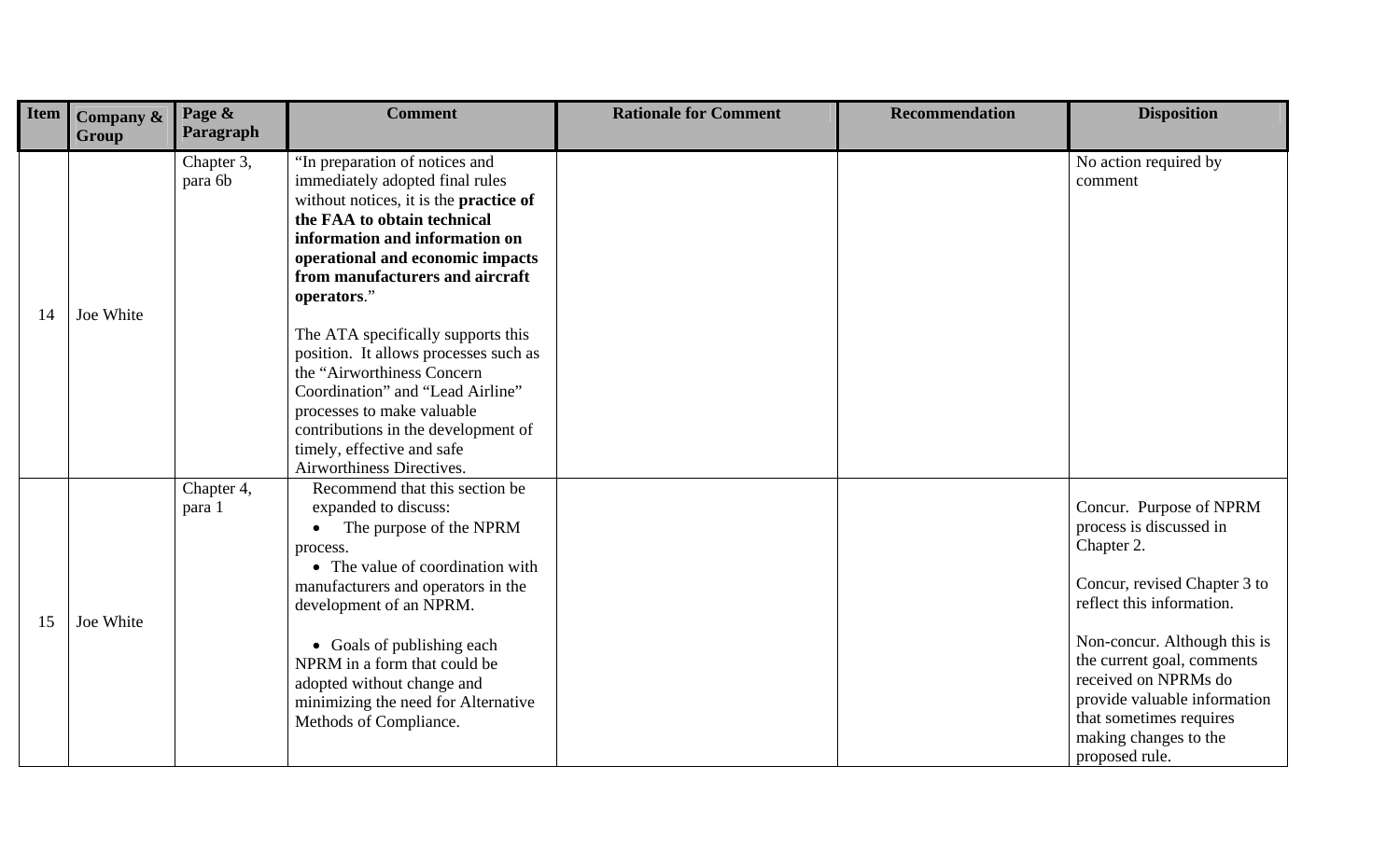| Item | Company & Group | Page & Paragraph | Comment | Rationale for Comment | Recommendation | Disposition |
|---|---|---|---|---|---|---|
| 14 | Joe White | Chapter 3, para 6b | "In preparation of notices and immediately adopted final rules without notices, it is the **practice of the FAA to obtain technical information and information on operational and economic impacts from manufacturers and aircraft operators**."<br><br>The ATA specifically supports this position. It allows processes such as the "Airworthiness Concern Coordination" and "Lead Airline" processes to make valuable contributions in the development of timely, effective and safe Airworthiness Directives. | | | No action required by comment |
| 15 | Joe White | Chapter 4, para 1 | Recommend that this section be expanded to discuss:<br>• The purpose of the NPRM process.<br>• The value of coordination with manufacturers and operators in the development of an NPRM.<br><br>• Goals of publishing each NPRM in a form that could be adopted without change and minimizing the need for Alternative Methods of Compliance. | | | Concur. Purpose of NPRM process is discussed in Chapter 2.<br><br>Concur, revised Chapter 3 to reflect this information.<br><br>Non-concur. Although this is the current goal, comments received on NPRMs do provide valuable information that sometimes requires making changes to the proposed rule. |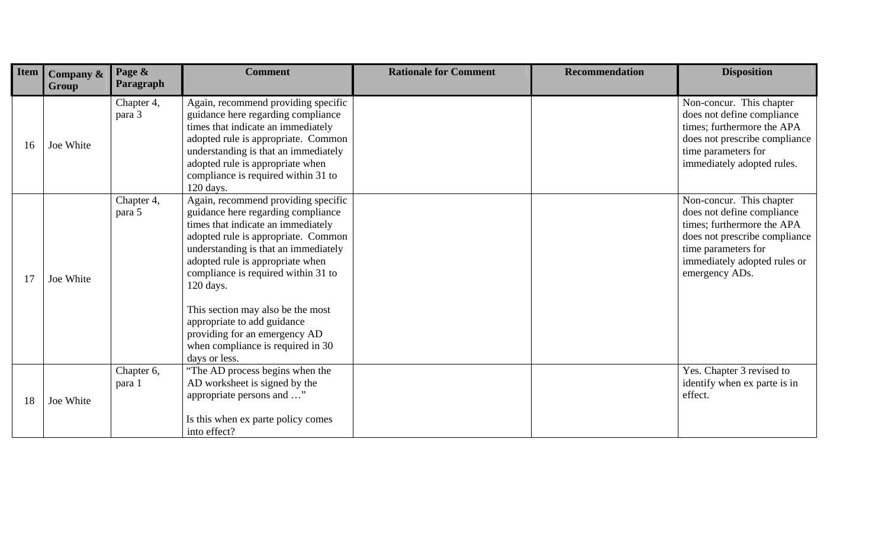| Item | Company & Group | Page & Paragraph | Comment | Rationale for Comment | Recommendation | Disposition |
|---|---|---|---|---|---|---|
| 16 | Joe White | Chapter 4, para 3 | Again, recommend providing specific guidance here regarding compliance times that indicate an immediately adopted rule is appropriate. Common understanding is that an immediately adopted rule is appropriate when compliance is required within 31 to 120 days. | | | Non-concur. This chapter does not define compliance times; furthermore the APA does not prescribe compliance time parameters for immediately adopted rules. |
| 17 | Joe White | Chapter 4, para 5 | Again, recommend providing specific guidance here regarding compliance times that indicate an immediately adopted rule is appropriate. Common understanding is that an immediately adopted rule is appropriate when compliance is required within 31 to 120 days.<br><br>This section may also be the most appropriate to add guidance providing for an emergency AD when compliance is required in 30 days or less. | | | Non-concur. This chapter does not define compliance times; furthermore the APA does not prescribe compliance time parameters for immediately adopted rules or emergency ADs. |
| 18 | Joe White | Chapter 6, para 1 | "The AD process begins when the AD worksheet is signed by the appropriate persons and …"<br><br>Is this when ex parte policy comes into effect? | | | Yes. Chapter 3 revised to identify when ex parte is in effect. |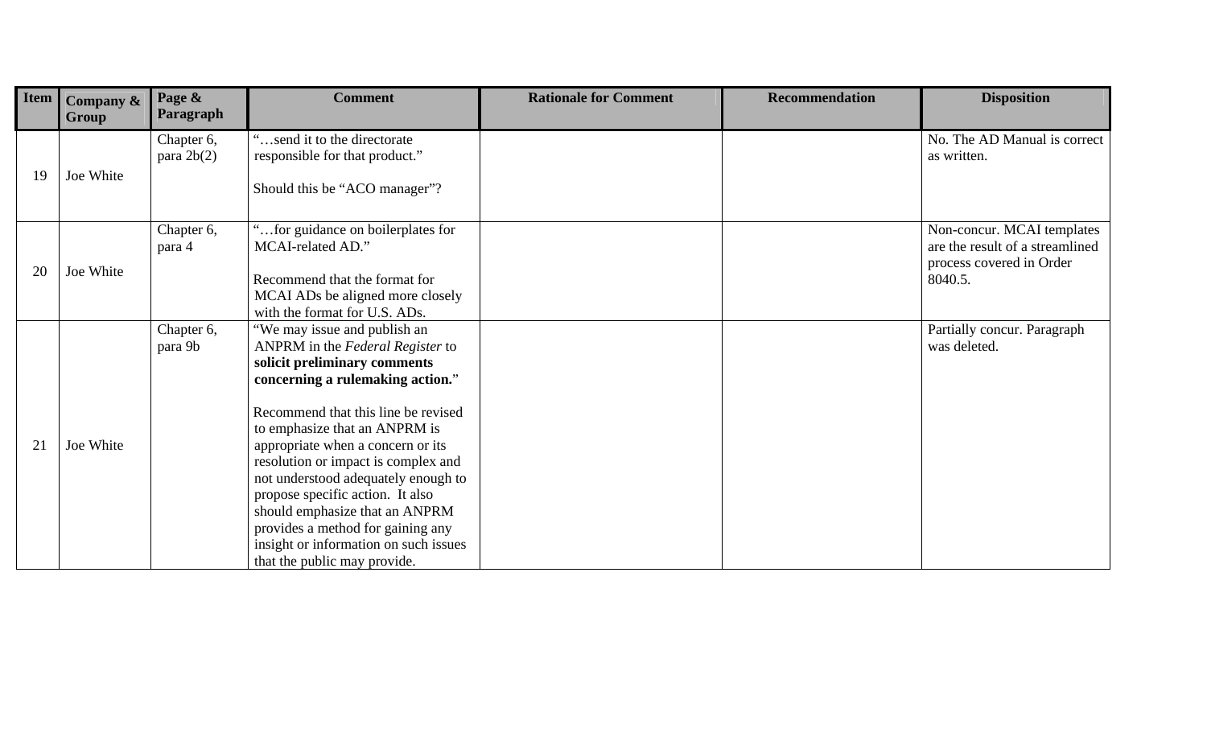| Item | Company & Group | Page & Paragraph | Comment | Rationale for Comment | Recommendation | Disposition |
|---|---|---|---|---|---|---|
| 19 | Joe White | Chapter 6, para 2b(2) | "…send it to the directorate responsible for that product."<br><br>Should this be "ACO manager"? | | | No. The AD Manual is correct as written. |
| 20 | Joe White | Chapter 6, para 4 | "…for guidance on boilerplates for MCAI-related AD."<br><br>Recommend that the format for MCAI ADs be aligned more closely with the format for U.S. ADs. | | | Non-concur. MCAI templates are the result of a streamlined process covered in Order 8040.5. |
| 21 | Joe White | Chapter 6, para 9b | "We may issue and publish an ANPRM in the *Federal Register* to **solicit preliminary comments concerning a rulemaking action.**"<br><br>Recommend that this line be revised to emphasize that an ANPRM is appropriate when a concern or its resolution or impact is complex and not understood adequately enough to propose specific action. It also should emphasize that an ANPRM provides a method for gaining any insight or information on such issues that the public may provide. | | | Partially concur. Paragraph was deleted. |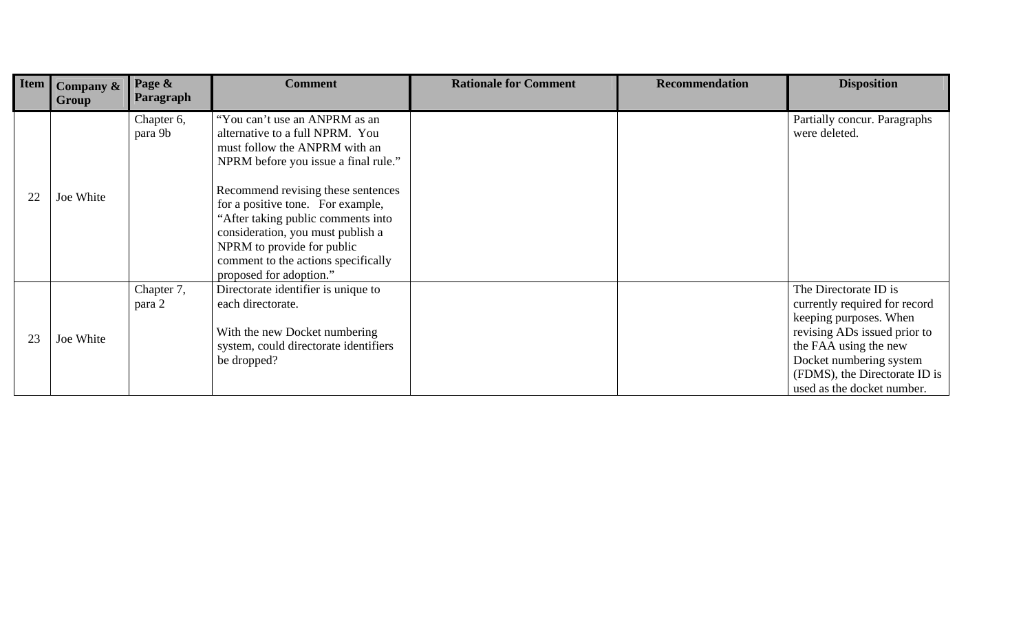| Item | Company & Group | Page & Paragraph | Comment | Rationale for Comment | Recommendation | Disposition |
|---|---|---|---|---|---|---|
| 22 | Joe White | Chapter 6, para 9b | "You can't use an ANPRM as an alternative to a full NPRM. You must follow the ANPRM with an NPRM before you issue a final rule."<br><br>Recommend revising these sentences for a positive tone. For example, "After taking public comments into consideration, you must publish a NPRM to provide for public comment to the actions specifically proposed for adoption." | | | Partially concur. Paragraphs were deleted. |
| 23 | Joe White | Chapter 7, para 2 | Directorate identifier is unique to each directorate.<br><br>With the new Docket numbering system, could directorate identifiers be dropped? | | | The Directorate ID is currently required for record keeping purposes. When revising ADs issued prior to the FAA using the new Docket numbering system (FDMS), the Directorate ID is used as the docket number. |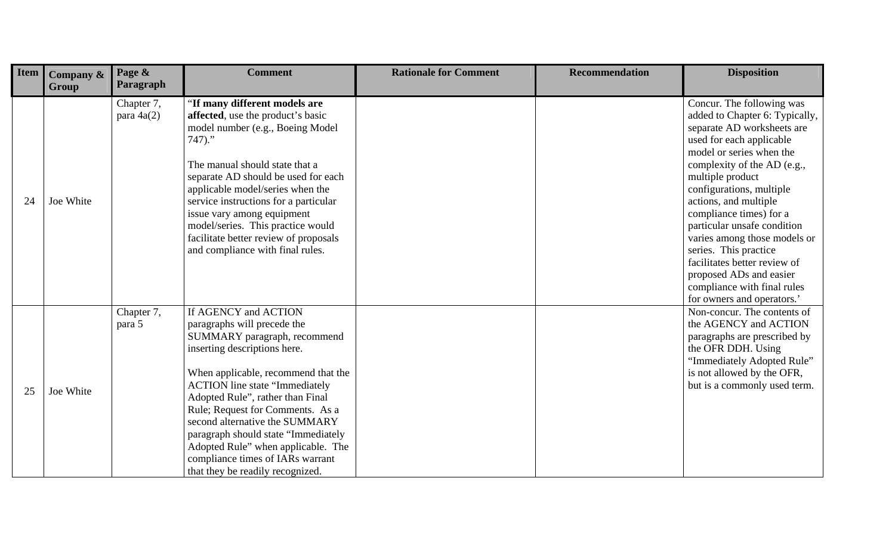| Item | Company & Group | Page & Paragraph | Comment | Rationale for Comment | Recommendation | Disposition |
|---|---|---|---|---|---|---|
| 24 | Joe White | Chapter 7, para 4a(2) | "**If many different models are affected**, use the product's basic model number (e.g., Boeing Model 747)."<br><br>The manual should state that a separate AD should be used for each applicable model/series when the service instructions for a particular issue vary among equipment model/series. This practice would facilitate better review of proposals and compliance with final rules. | | | Concur. The following was added to Chapter 6: Typically, separate AD worksheets are used for each applicable model or series when the complexity of the AD (e.g., multiple product configurations, multiple actions, and multiple compliance times) for a particular unsafe condition varies among those models or series. This practice facilitates better review of proposed ADs and easier compliance with final rules for owners and operators.' |
| 25 | Joe White | Chapter 7, para 5 | If AGENCY and ACTION paragraphs will precede the SUMMARY paragraph, recommend inserting descriptions here.<br><br>When applicable, recommend that the ACTION line state "Immediately Adopted Rule", rather than Final Rule; Request for Comments. As a second alternative the SUMMARY paragraph should state "Immediately Adopted Rule" when applicable. The compliance times of IARs warrant that they be readily recognized. | | | Non-concur. The contents of the AGENCY and ACTION paragraphs are prescribed by the OFR DDH. Using "Immediately Adopted Rule" is not allowed by the OFR, but is a commonly used term. |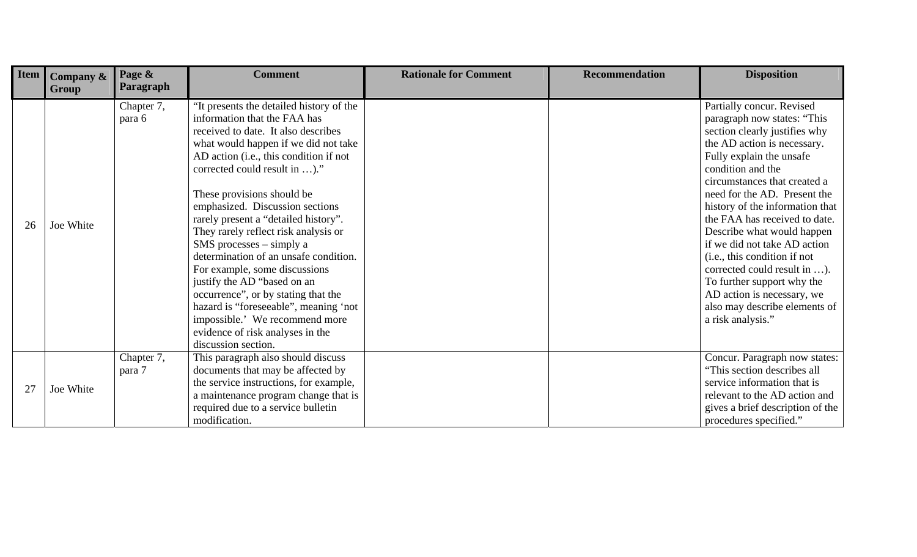| Item | Company & Group | Page & Paragraph | Comment | Rationale for Comment | Recommendation | Disposition |
|---|---|---|---|---|---|---|
| 26 | Joe White | Chapter 7, para 6 | "It presents the detailed history of the information that the FAA has received to date. It also describes what would happen if we did not take AD action (i.e., this condition if not corrected could result in …)."<br><br>These provisions should be emphasized. Discussion sections rarely present a "detailed history". They rarely reflect risk analysis or SMS processes – simply a determination of an unsafe condition. For example, some discussions justify the AD "based on an occurrence", or by stating that the hazard is "foreseeable", meaning 'not impossible.' We recommend more evidence of risk analyses in the discussion section. | | | Partially concur. Revised paragraph now states: "This section clearly justifies why the AD action is necessary. Fully explain the unsafe condition and the circumstances that created a need for the AD. Present the history of the information that the FAA has received to date. Describe what would happen if we did not take AD action (i.e., this condition if not corrected could result in …). To further support why the AD action is necessary, we also may describe elements of a risk analysis." |
| 27 | Joe White | Chapter 7, para 7 | This paragraph also should discuss documents that may be affected by the service instructions, for example, a maintenance program change that is required due to a service bulletin modification. | | | Concur. Paragraph now states: "This section describes all service information that is relevant to the AD action and gives a brief description of the procedures specified." |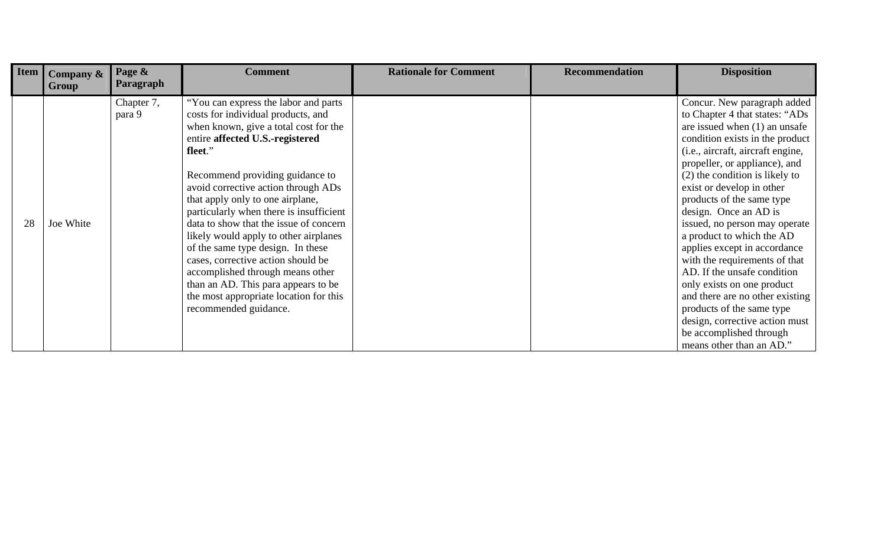| Item | Company & Group | Page & Paragraph | Comment | Rationale for Comment | Recommendation | Disposition |
|---|---|---|---|---|---|---|
| 28 | Joe White | Chapter 7, para 9 | "You can express the labor and parts costs for individual products, and when known, give a total cost for the entire **affected U.S.-registered fleet**." <br><br> Recommend providing guidance to avoid corrective action through ADs that apply only to one airplane, particularly when there is insufficient data to show that the issue of concern likely would apply to other airplanes of the same type design. In these cases, corrective action should be accomplished through means other than an AD. This para appears to be the most appropriate location for this recommended guidance. | | | Concur. New paragraph added to Chapter 4 that states: "ADs are issued when (1) an unsafe condition exists in the product (i.e., aircraft, aircraft engine, propeller, or appliance), and (2) the condition is likely to exist or develop in other products of the same type design. Once an AD is issued, no person may operate a product to which the AD applies except in accordance with the requirements of that AD. If the unsafe condition only exists on one product and there are no other existing products of the same type design, corrective action must be accomplished through means other than an AD." |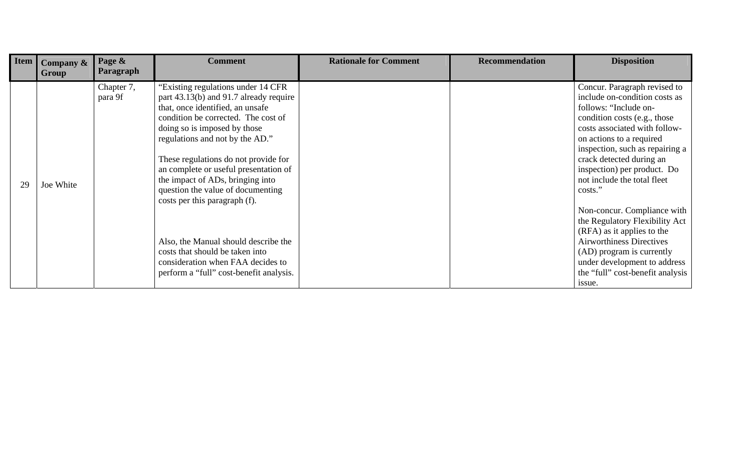| Item | Company & Group | Page & Paragraph | Comment | Rationale for Comment | Recommendation | Disposition |
|---|---|---|---|---|---|---|
| 29 | Joe White | Chapter 7, para 9f | "Existing regulations under 14 CFR part 43.13(b) and 91.7 already require that, once identified, an unsafe condition be corrected. The cost of doing so is imposed by those regulations and not by the AD." These regulations do not provide for an complete or useful presentation of the impact of ADs, bringing into question the value of documenting costs per this paragraph (f). Also, the Manual should describe the costs that should be taken into consideration when FAA decides to perform a "full" cost-benefit analysis. | | | Concur. Paragraph revised to include on-condition costs as follows: "Include on-condition costs (e.g., those costs associated with follow-on actions to a required inspection, such as repairing a crack detected during an inspection) per product. Do not include the total fleet costs." Non-concur. Compliance with the Regulatory Flexibility Act (RFA) as it applies to the Airworthiness Directives (AD) program is currently under development to address the "full" cost-benefit analysis issue. |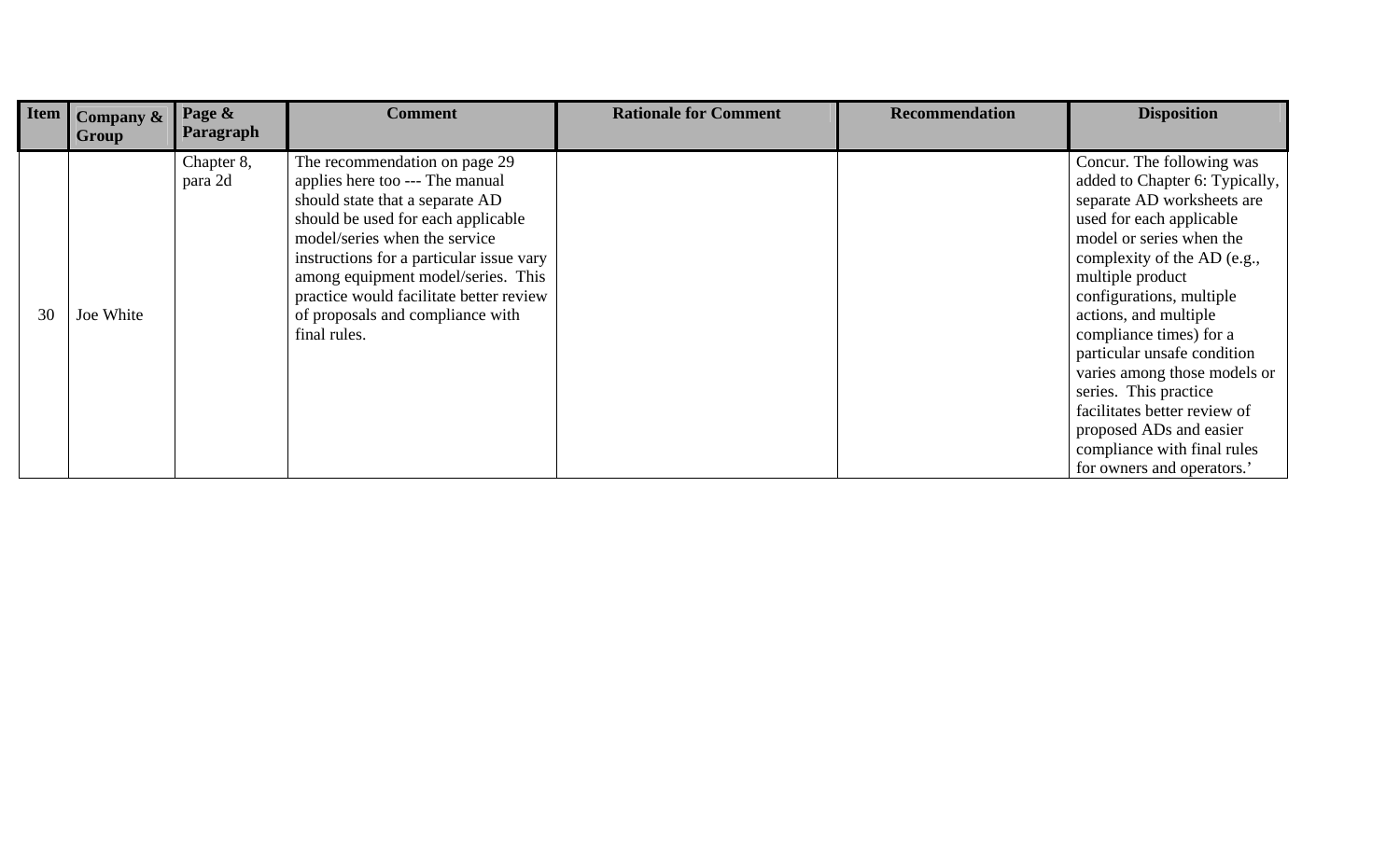| Item | Company & Group | Page & Paragraph | Comment | Rationale for Comment | Recommendation | Disposition |
|---|---|---|---|---|---|---|
| 30 | Joe White | Chapter 8, para 2d | The recommendation on page 29 applies here too --- The manual should state that a separate AD should be used for each applicable model/series when the service instructions for a particular issue vary among equipment model/series. This practice would facilitate better review of proposals and compliance with final rules. | | | Concur. The following was added to Chapter 6: Typically, separate AD worksheets are used for each applicable model or series when the complexity of the AD (e.g., multiple product configurations, multiple actions, and multiple compliance times) for a particular unsafe condition varies among those models or series. This practice facilitates better review of proposed ADs and easier compliance with final rules for owners and operators.' |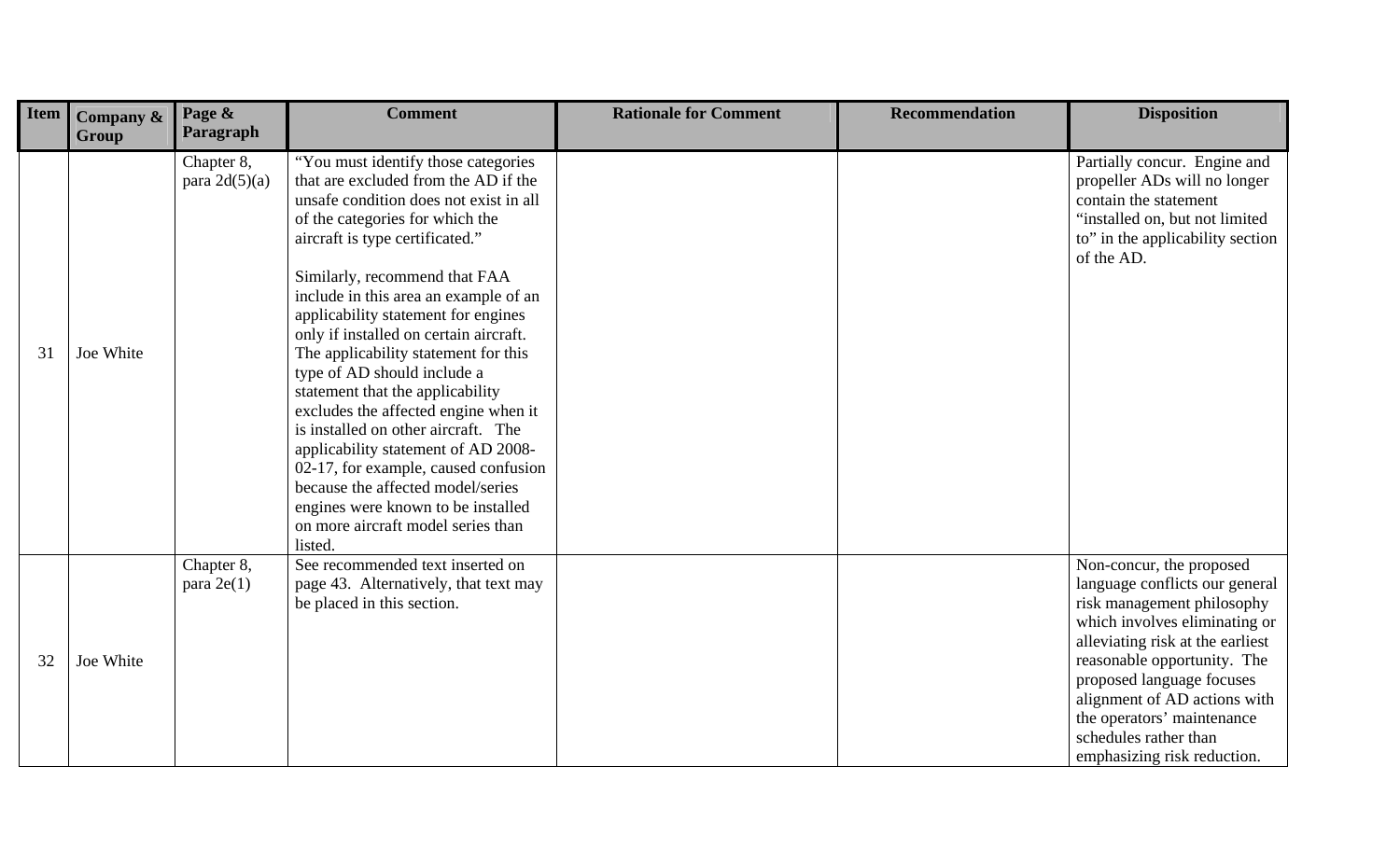| Item | Company & Group | Page & Paragraph | Comment | Rationale for Comment | Recommendation | Disposition |
|---|---|---|---|---|---|---|
| 31 | Joe White | Chapter 8, para 2d(5)(a) | "You must identify those categories that are excluded from the AD if the unsafe condition does not exist in all of the categories for which the aircraft is type certificated."<br><br>Similarly, recommend that FAA include in this area an example of an applicability statement for engines only if installed on certain aircraft. The applicability statement for this type of AD should include a statement that the applicability excludes the affected engine when it is installed on other aircraft. The applicability statement of AD 2008-02-17, for example, caused confusion because the affected model/series engines were known to be installed on more aircraft model series than listed. | | | Partially concur. Engine and propeller ADs will no longer contain the statement "installed on, but not limited to" in the applicability section of the AD. |
| 32 | Joe White | Chapter 8, para 2e(1) | See recommended text inserted on page 43. Alternatively, that text may be placed in this section. | | | Non-concur, the proposed language conflicts our general risk management philosophy which involves eliminating or alleviating risk at the earliest reasonable opportunity. The proposed language focuses alignment of AD actions with the operators' maintenance schedules rather than emphasizing risk reduction. |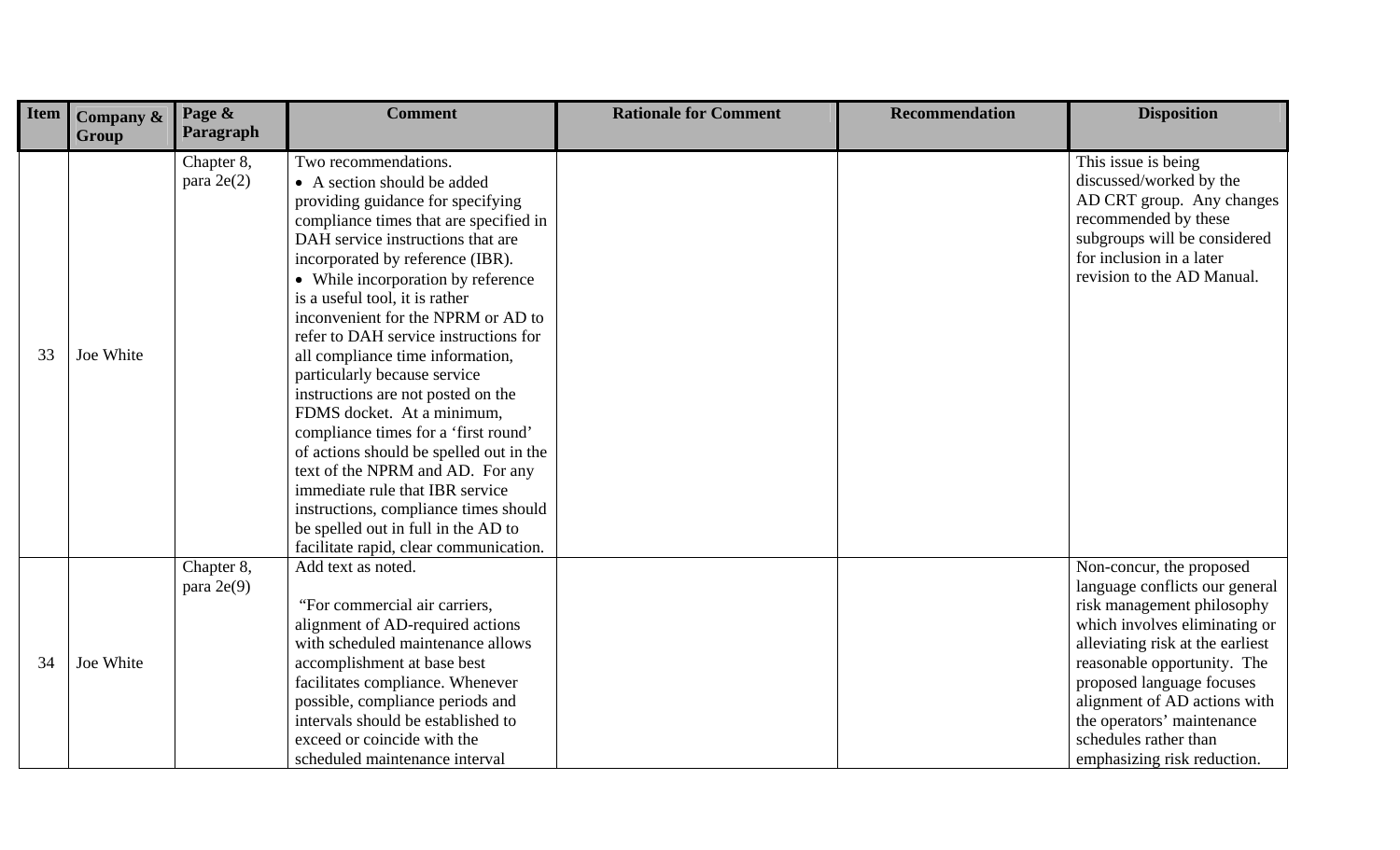| Item | Company & Group | Page & Paragraph | Comment | Rationale for Comment | Recommendation | Disposition |
|---|---|---|---|---|---|---|
| 33 | Joe White | Chapter 8, para 2e(2) | Two recommendations.<br>• A section should be added providing guidance for specifying compliance times that are specified in DAH service instructions that are incorporated by reference (IBR).<br>• While incorporation by reference is a useful tool, it is rather inconvenient for the NPRM or AD to refer to DAH service instructions for all compliance time information, particularly because service instructions are not posted on the FDMS docket. At a minimum, compliance times for a 'first round' of actions should be spelled out in the text of the NPRM and AD. For any immediate rule that IBR service instructions, compliance times should be spelled out in full in the AD to facilitate rapid, clear communication. | | | This issue is being discussed/worked by the AD CRT group. Any changes recommended by these subgroups will be considered for inclusion in a later revision to the AD Manual. |
| 34 | Joe White | Chapter 8, para 2e(9) | Add text as noted.<br><br>"For commercial air carriers, alignment of AD-required actions with scheduled maintenance allows accomplishment at base best facilitates compliance. Whenever possible, compliance periods and intervals should be established to exceed or coincide with the scheduled maintenance interval | | | Non-concur, the proposed language conflicts our general risk management philosophy which involves eliminating or alleviating risk at the earliest reasonable opportunity. The proposed language focuses alignment of AD actions with the operators' maintenance schedules rather than emphasizing risk reduction. |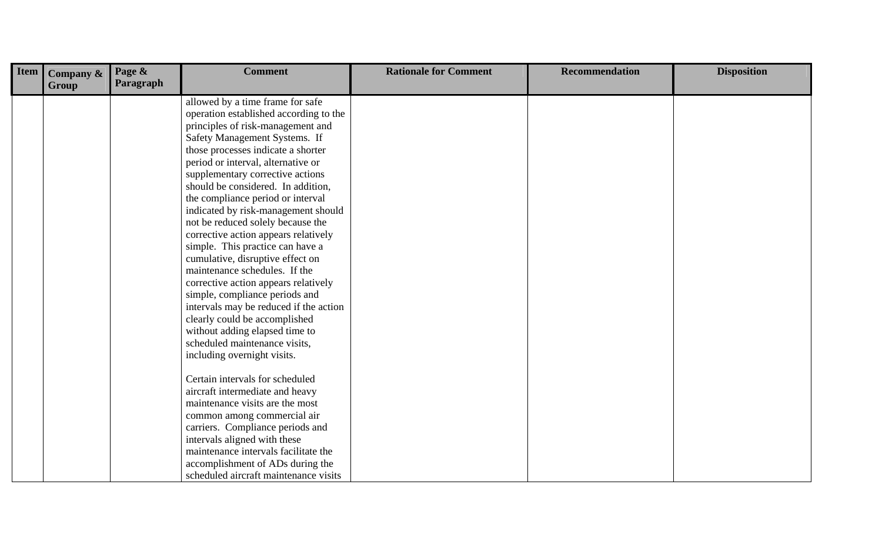| Item | Company & Group | Page & Paragraph | Comment | Rationale for Comment | Recommendation | Disposition |
|---|---|---|---|---|---|---|
| | | | allowed by a time frame for safe operation established according to the principles of risk-management and Safety Management Systems. If those processes indicate a shorter period or interval, alternative or supplementary corrective actions should be considered. In addition, the compliance period or interval indicated by risk-management should not be reduced solely because the corrective action appears relatively simple. This practice can have a cumulative, disruptive effect on maintenance schedules. If the corrective action appears relatively simple, compliance periods and intervals may be reduced if the action clearly could be accomplished without adding elapsed time to scheduled maintenance visits, including overnight visits.<br><br>Certain intervals for scheduled aircraft intermediate and heavy maintenance visits are the most common among commercial air carriers. Compliance periods and intervals aligned with these maintenance intervals facilitate the accomplishment of ADs during the scheduled aircraft maintenance visits | | | |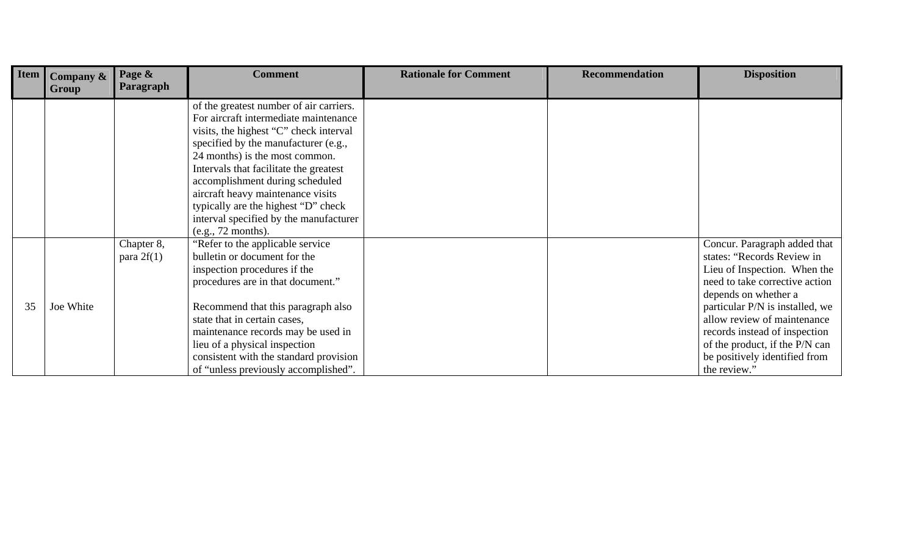| Item | Company & Group | Page & Paragraph | Comment | Rationale for Comment | Recommendation | Disposition |
|---|---|---|---|---|---|---|
| | | | of the greatest number of air carriers. For aircraft intermediate maintenance visits, the highest "C" check interval specified by the manufacturer (e.g., 24 months) is the most common. Intervals that facilitate the greatest accomplishment during scheduled aircraft heavy maintenance visits typically are the highest "D" check interval specified by the manufacturer (e.g., 72 months). | | | |
| 35 | Joe White | Chapter 8, para 2f(1) | "Refer to the applicable service bulletin or document for the inspection procedures if the procedures are in that document."<br><br>Recommend that this paragraph also state that in certain cases, maintenance records may be used in lieu of a physical inspection consistent with the standard provision of "unless previously accomplished". | | | Concur. Paragraph added that states: "Records Review in Lieu of Inspection. When the need to take corrective action depends on whether a particular P/N is installed, we allow review of maintenance records instead of inspection of the product, if the P/N can be positively identified from the review." |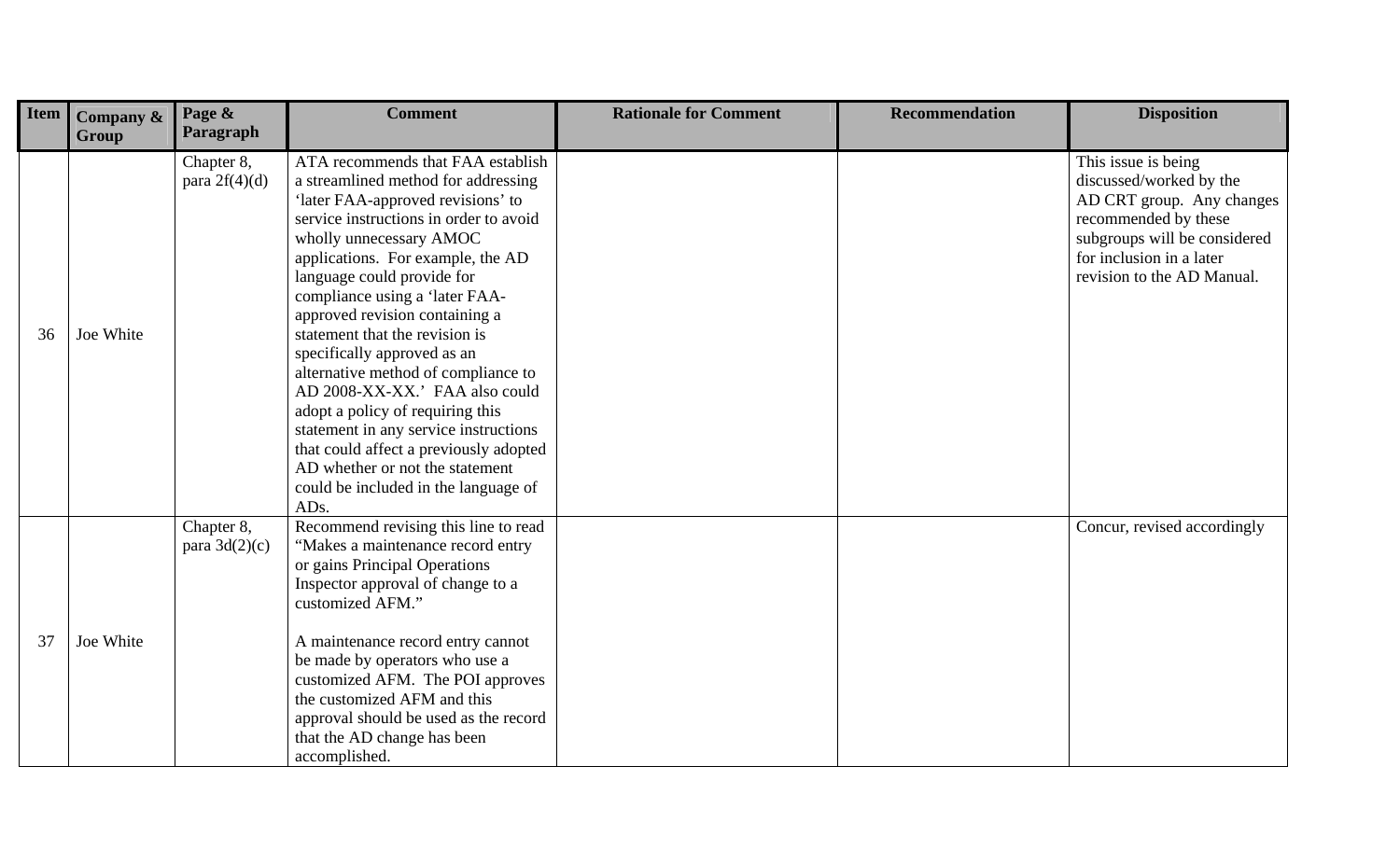| Item | Company & Group | Page & Paragraph | Comment | Rationale for Comment | Recommendation | Disposition |
|---|---|---|---|---|---|---|
| 36 | Joe White | Chapter 8, para 2f(4)(d) | ATA recommends that FAA establish a streamlined method for addressing 'later FAA-approved revisions' to service instructions in order to avoid wholly unnecessary AMOC applications. For example, the AD language could provide for compliance using a 'later FAA-approved revision containing a statement that the revision is specifically approved as an alternative method of compliance to AD 2008-XX-XX.' FAA also could adopt a policy of requiring this statement in any service instructions that could affect a previously adopted AD whether or not the statement could be included in the language of ADs. | | | This issue is being discussed/worked by the AD CRT group. Any changes recommended by these subgroups will be considered for inclusion in a later revision to the AD Manual. |
| 37 | Joe White | Chapter 8, para 3d(2)(c) | Recommend revising this line to read "Makes a maintenance record entry or gains Principal Operations Inspector approval of change to a customized AFM."<br><br>A maintenance record entry cannot be made by operators who use a customized AFM. The POI approves the customized AFM and this approval should be used as the record that the AD change has been accomplished. | | | Concur, revised accordingly |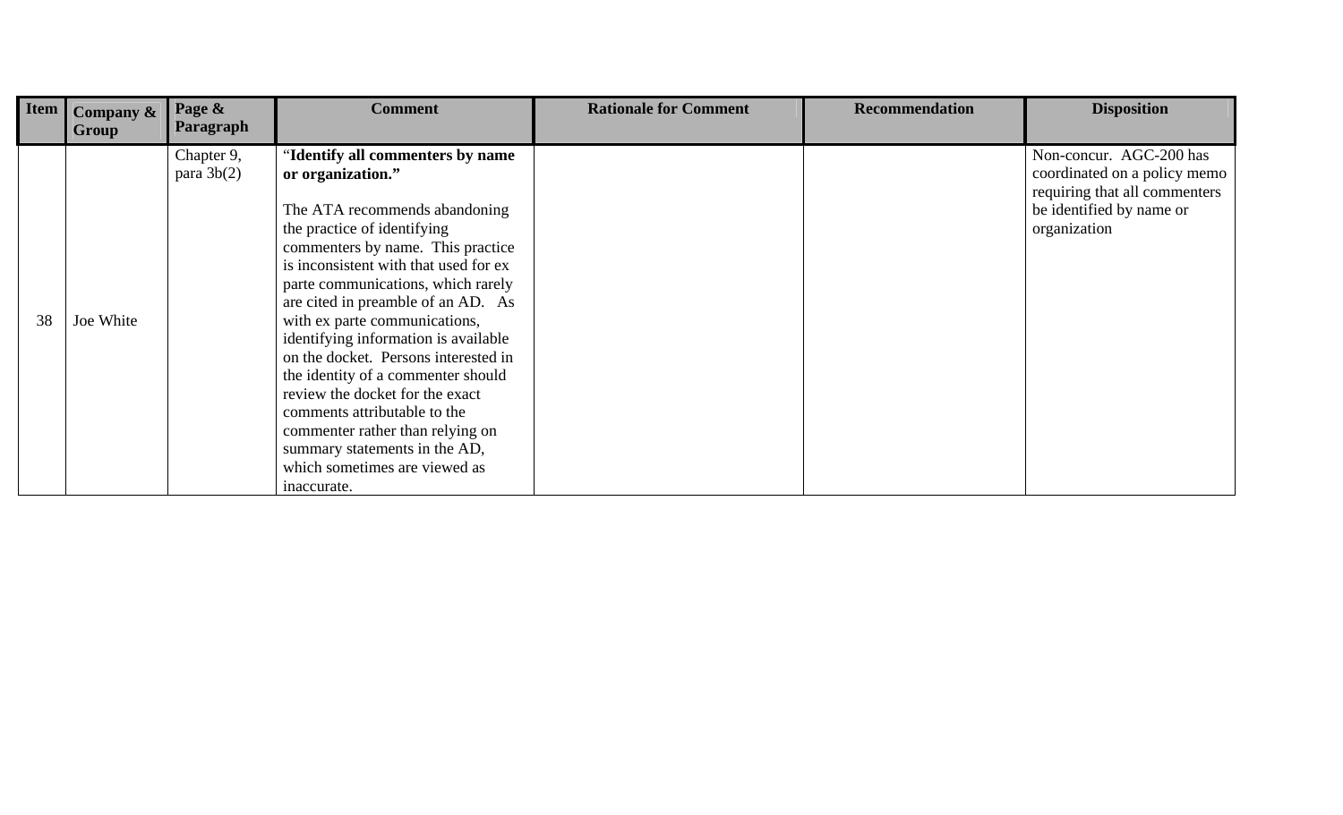| Item | Company & Group | Page & Paragraph | Comment | Rationale for Comment | Recommendation | Disposition |
| --- | --- | --- | --- | --- | --- | --- |
| 38 | Joe White | Chapter 9, para 3b(2) | "**Identify all commenters by name or organization.**" The ATA recommends abandoning the practice of identifying commenters by name. This practice is inconsistent with that used for ex parte communications, which rarely are cited in preamble of an AD. As with ex parte communications, identifying information is available on the docket. Persons interested in the identity of a commenter should review the docket for the exact comments attributable to the commenter rather than relying on summary statements in the AD, which sometimes are viewed as inaccurate. | | | Non-concur. AGC-200 has coordinated on a policy memo requiring that all commenters be identified by name or organization |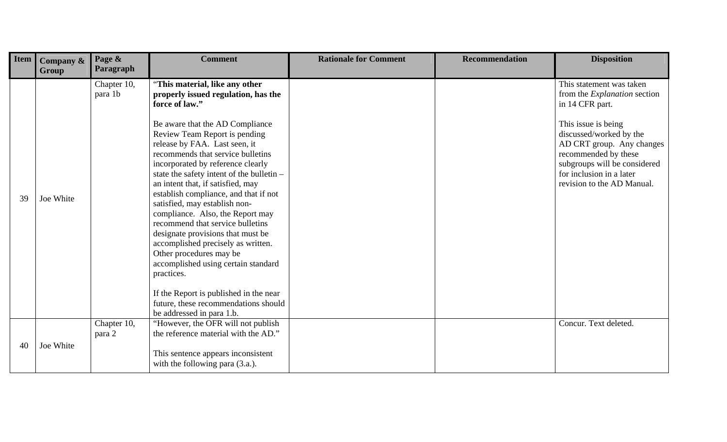| Item | Company & Group | Page & Paragraph | Comment | Rationale for Comment | Recommendation | Disposition |
|---|---|---|---|---|---|---|
| 39 | Joe White | Chapter 10, para 1b | "**This material, like any other properly issued regulation, has the force of law.**"<br><br>Be aware that the AD Compliance Review Team Report is pending release by FAA. Last seen, it recommends that service bulletins incorporated by reference clearly state the safety intent of the bulletin – an intent that, if satisfied, may establish compliance, and that if not satisfied, may establish non-compliance. Also, the Report may recommend that service bulletins designate provisions that must be accomplished precisely as written. Other procedures may be accomplished using certain standard practices.<br><br>If the Report is published in the near future, these recommendations should be addressed in para 1.b. | | | This statement was taken from the *Explanation* section in 14 CFR part.<br><br>This issue is being discussed/worked by the AD CRT group. Any changes recommended by these subgroups will be considered for inclusion in a later revision to the AD Manual. |
| 40 | Joe White | Chapter 10, para 2 | "However, the OFR will not publish the reference material with the AD."<br><br>This sentence appears inconsistent with the following para (3.a.). | | | Concur. Text deleted. |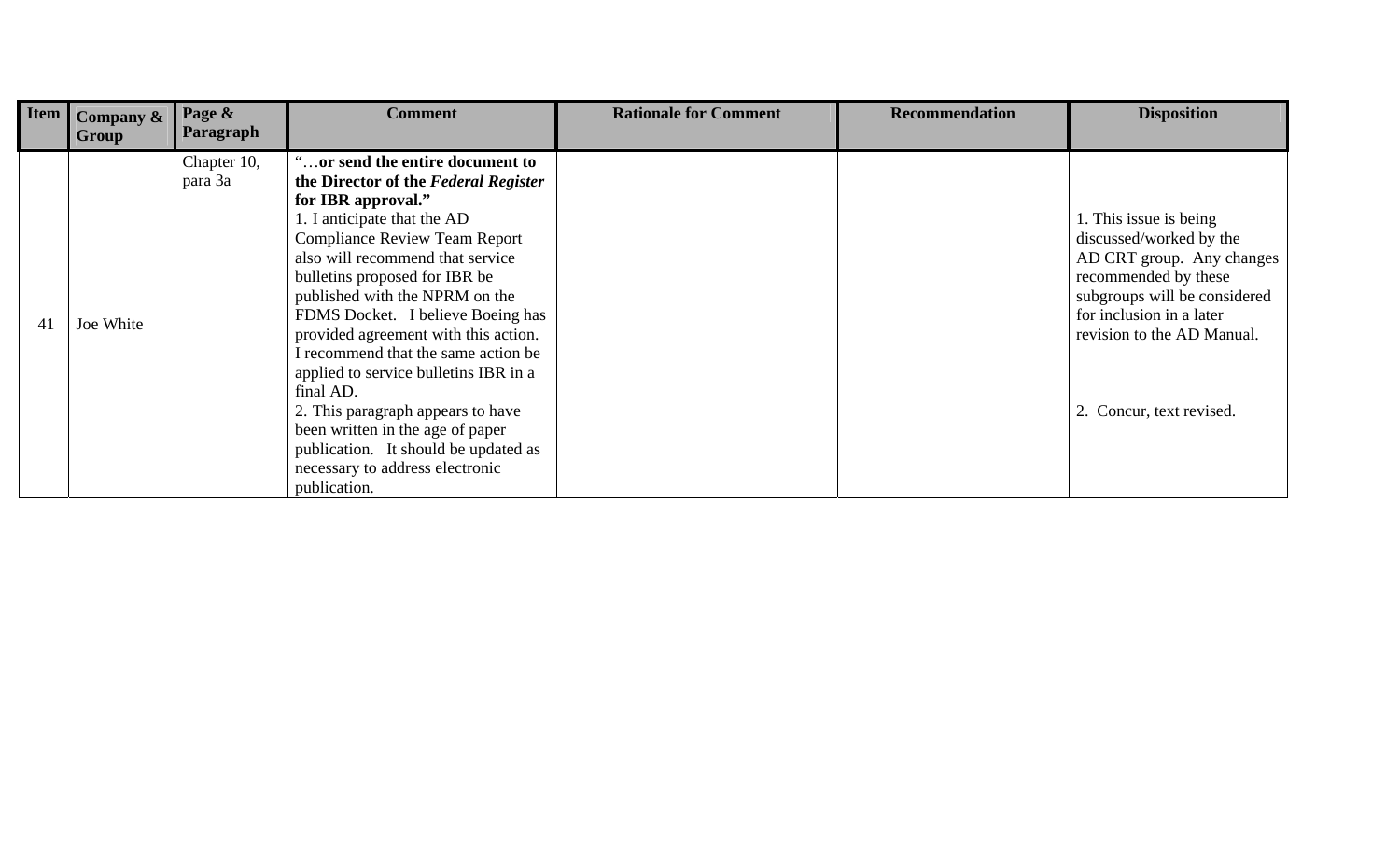| Item | Company & Group | Page & Paragraph | Comment | Rationale for Comment | Recommendation | Disposition |
|---|---|---|---|---|---|---|
| 41 | Joe White | Chapter 10, para 3a | "…**or send the entire document to the Director of the *Federal Register* for IBR approval.**"<br>1. I anticipate that the AD Compliance Review Team Report also will recommend that service bulletins proposed for IBR be published with the NPRM on the FDMS Docket. I believe Boeing has provided agreement with this action. I recommend that the same action be applied to service bulletins IBR in a final AD.<br>2. This paragraph appears to have been written in the age of paper publication. It should be updated as necessary to address electronic publication. | | | 1. This issue is being discussed/worked by the AD CRT group. Any changes recommended by these subgroups will be considered for inclusion in a later revision to the AD Manual.<br><br>2. Concur, text revised. |